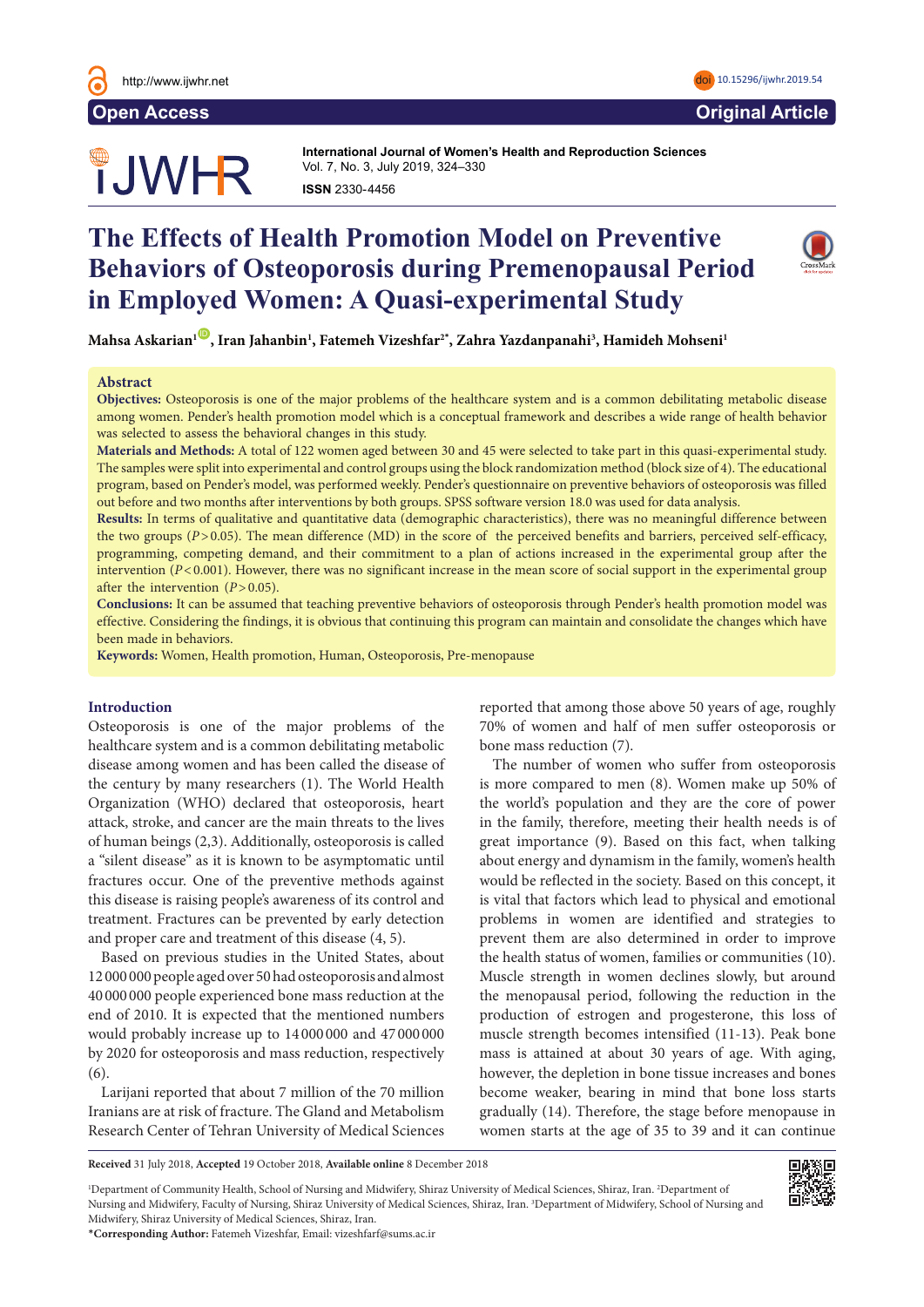# The Effects of Health Promotion Model on Preventive Behaviors of Osteoporosis during Premenopausal Period in Employed Women: A Quasi-experimental Study

**Mahsa Askarian[1], Iran Jahanbin[1], Fatemeh Vizeshfar[2*], Zahra Yazdanpanahi[3], Hamideh Mohseni[1]**

## Abstract

**Objectives:** Osteoporosis is one of the major problems of the healthcare system and is a common debilitating metabolic disease among women. Pender's health promotion model which is a conceptual framework and describes a wide range of health behavior was selected to assess the behavioral changes in this study.

**Materials and Methods:** A total of 122 women aged between 30 and 45 were selected to take part in this quasi-experimental study. The samples were split into experimental and control groups using the block randomization method (block size of 4). The educational program, based on Pender's model, was performed weekly. Pender's questionnaire on preventive behaviors of osteoporosis was filled out before and two months after interventions by both groups. SPSS software version 18.0 was used for data analysis.

**Results:** In terms of qualitative and quantitative data (demographic characteristics), there was no meaningful difference between the two groups ($P>0.05$). The mean difference (MD) in the score of the perceived benefits and barriers, perceived self-efficacy, programming, competing demand, and their commitment to a plan of actions increased in the experimental group after the intervention ($P<0.001$). However, there was no significant increase in the mean score of social support in the experimental group after the intervention ($P>0.05$).

**Conclusions:** It can be assumed that teaching preventive behaviors of osteoporosis through Pender's health promotion model was effective. Considering the findings, it is obvious that continuing this program can maintain and consolidate the changes which have been made in behaviors.

**Keywords:** Women, Health promotion, Human, Osteoporosis, Pre-menopause

## Introduction

Osteoporosis is one of the major problems of the healthcare system and is a common debilitating metabolic disease among women and has been called the disease of the century by many researchers (1). The World Health Organization (WHO) declared that osteoporosis, heart attack, stroke, and cancer are the main threats to the lives of human beings (2,3). Additionally, osteoporosis is called a "silent disease" as it is known to be asymptomatic until fractures occur. One of the preventive methods against this disease is raising people's awareness of its control and treatment. Fractures can be prevented by early detection and proper care and treatment of this disease (4, 5).

Based on previous studies in the United States, about 12 000 000 people aged over 50 had osteoporosis and almost 40 000 000 people experienced bone mass reduction at the end of 2010. It is expected that the mentioned numbers would probably increase up to 14 000 000 and 47 000 000 by 2020 for osteoporosis and mass reduction, respectively (6).

Larijani reported that about 7 million of the 70 million Iranians are at risk of fracture. The Gland and Metabolism Research Center of Tehran University of Medical Sciences reported that among those above 50 years of age, roughly 70% of women and half of men suffer osteoporosis or bone mass reduction (7).

The number of women who suffer from osteoporosis is more compared to men (8). Women make up 50% of the world's population and they are the core of power in the family, therefore, meeting their health needs is of great importance (9). Based on this fact, when talking about energy and dynamism in the family, women's health would be reflected in the society. Based on this concept, it is vital that factors which lead to physical and emotional problems in women are identified and strategies to prevent them are also determined in order to improve the health status of women, families or communities (10). Muscle strength in women declines slowly, but around the menopausal period, following the reduction in the production of estrogen and progesterone, this loss of muscle strength becomes intensified (11-13). Peak bone mass is attained at about 30 years of age. With aging, however, the depletion in bone tissue increases and bones become weaker, bearing in mind that bone loss starts gradually (14). Therefore, the stage before menopause in women starts at the age of 35 to 39 and it can continue

**Received** 31 July 2018, **Accepted** 19 October 2018, **Available online** 8 December 2018

[1]Department of Community Health, School of Nursing and Midwifery, Shiraz University of Medical Sciences, Shiraz, Iran. [2]Department of Nursing and Midwifery, Faculty of Nursing, Shiraz University of Medical Sciences, Shiraz, Iran. [3]Department of Midwifery, School of Nursing and Midwifery, Shiraz University of Medical Sciences, Shiraz, Iran.

***Corresponding Author:** Fatemeh Vizeshfar, Email: vizeshfarf@sums.ac.ir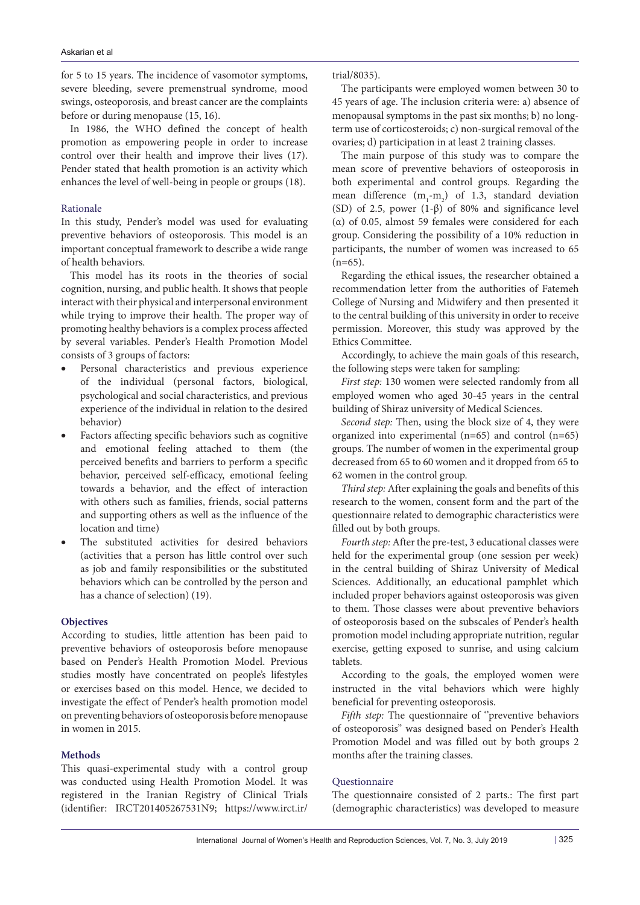for 5 to 15 years. The incidence of vasomotor symptoms, severe bleeding, severe premenstrual syndrome, mood swings, osteoporosis, and breast cancer are the complaints before or during menopause (15, 16).

In 1986, the WHO defined the concept of health promotion as empowering people in order to increase control over their health and improve their lives (17). Pender stated that health promotion is an activity which enhances the level of well-being in people or groups (18).

### Rationale

In this study, Pender's model was used for evaluating preventive behaviors of osteoporosis. This model is an important conceptual framework to describe a wide range of health behaviors.

This model has its roots in the theories of social cognition, nursing, and public health. It shows that people interact with their physical and interpersonal environment while trying to improve their health. The proper way of promoting healthy behaviors is a complex process affected by several variables. Pender's Health Promotion Model consists of 3 groups of factors:

- Personal characteristics and previous experience of the individual (personal factors, biological, psychological and social characteristics, and previous experience of the individual in relation to the desired behavior)
- Factors affecting specific behaviors such as cognitive and emotional feeling attached to them (the perceived benefits and barriers to perform a specific behavior, perceived self-efficacy, emotional feeling towards a behavior, and the effect of interaction with others such as families, friends, social patterns and supporting others as well as the influence of the location and time)
- The substituted activities for desired behaviors (activities that a person has little control over such as job and family responsibilities or the substituted behaviors which can be controlled by the person and has a chance of selection) (19).

## Objectives

According to studies, little attention has been paid to preventive behaviors of osteoporosis before menopause based on Pender's Health Promotion Model. Previous studies mostly have concentrated on people's lifestyles or exercises based on this model. Hence, we decided to investigate the effect of Pender's health promotion model on preventing behaviors of osteoporosis before menopause in women in 2015.

## Methods

This quasi-experimental study with a control group was conducted using Health Promotion Model. It was registered in the Iranian Registry of Clinical Trials (identifier: IRCT201405267531N9; https://www.irct.ir/trial/8035).

The participants were employed women between 30 to 45 years of age. The inclusion criteria were: a) absence of menopausal symptoms in the past six months; b) no long-term use of corticosteroids; c) non-surgical removal of the ovaries; d) participation in at least 2 training classes.

The main purpose of this study was to compare the mean score of preventive behaviors of osteoporosis in both experimental and control groups. Regarding the mean difference ($m_1$-$m_2$) of 1.3, standard deviation (SD) of 2.5, power (1-β) of 80% and significance level (α) of 0.05, almost 59 females were considered for each group. Considering the possibility of a 10% reduction in participants, the number of women was increased to 65 (n=65).

Regarding the ethical issues, the researcher obtained a recommendation letter from the authorities of Fatemeh College of Nursing and Midwifery and then presented it to the central building of this university in order to receive permission. Moreover, this study was approved by the Ethics Committee.

Accordingly, to achieve the main goals of this research, the following steps were taken for sampling:

*First step:* 130 women were selected randomly from all employed women who aged 30-45 years in the central building of Shiraz university of Medical Sciences.

*Second step:* Then, using the block size of 4, they were organized into experimental (n=65) and control (n=65) groups. The number of women in the experimental group decreased from 65 to 60 women and it dropped from 65 to 62 women in the control group.

*Third step:* After explaining the goals and benefits of this research to the women, consent form and the part of the questionnaire related to demographic characteristics were filled out by both groups.

*Fourth step:* After the pre-test, 3 educational classes were held for the experimental group (one session per week) in the central building of Shiraz University of Medical Sciences. Additionally, an educational pamphlet which included proper behaviors against osteoporosis was given to them. Those classes were about preventive behaviors of osteoporosis based on the subscales of Pender's health promotion model including appropriate nutrition, regular exercise, getting exposed to sunrise, and using calcium tablets.

According to the goals, the employed women were instructed in the vital behaviors which were highly beneficial for preventing osteoporosis.

*Fifth step:* The questionnaire of ''preventive behaviors of osteoporosis" was designed based on Pender's Health Promotion Model and was filled out by both groups 2 months after the training classes.

### Questionnaire

The questionnaire consisted of 2 parts.: The first part (demographic characteristics) was developed to measure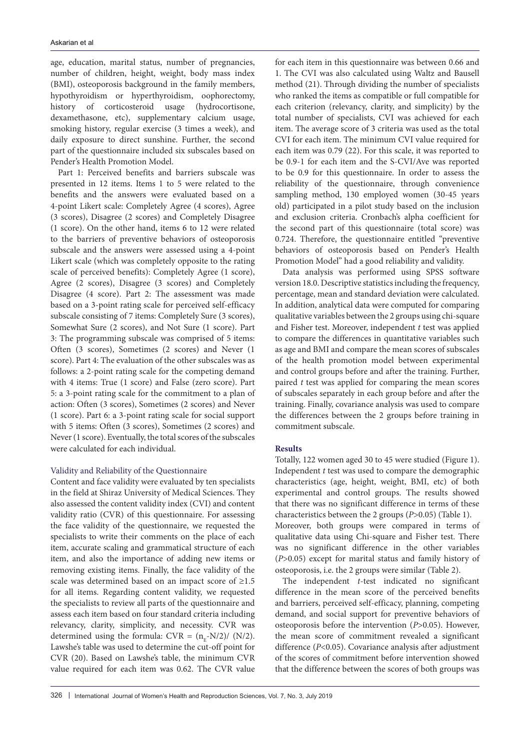age, education, marital status, number of pregnancies, number of children, height, weight, body mass index (BMI), osteoporosis background in the family members, hypothyroidism or hyperthyroidism, oophorectomy, history of corticosteroid usage (hydrocortisone, dexamethasone, etc), supplementary calcium usage, smoking history, regular exercise (3 times a week), and daily exposure to direct sunshine. Further, the second part of the questionnaire included six subscales based on Pender's Health Promotion Model.

Part 1: Perceived benefits and barriers subscale was presented in 12 items. Items 1 to 5 were related to the benefits and the answers were evaluated based on a 4-point Likert scale: Completely Agree (4 scores), Agree (3 scores), Disagree (2 scores) and Completely Disagree (1 score). On the other hand, items 6 to 12 were related to the barriers of preventive behaviors of osteoporosis subscale and the answers were assessed using a 4-point Likert scale (which was completely opposite to the rating scale of perceived benefits): Completely Agree (1 score), Agree (2 scores), Disagree (3 scores) and Completely Disagree (4 score). Part 2: The assessment was made based on a 3-point rating scale for perceived self-efficacy subscale consisting of 7 items: Completely Sure (3 scores), Somewhat Sure (2 scores), and Not Sure (1 score). Part 3: The programming subscale was comprised of 5 items: Often (3 scores), Sometimes (2 scores) and Never (1 score). Part 4: The evaluation of the other subscales was as follows: a 2-point rating scale for the competing demand with 4 items: True (1 score) and False (zero score). Part 5: a 3-point rating scale for the commitment to a plan of action: Often (3 scores), Sometimes (2 scores) and Never (1 score). Part 6: a 3-point rating scale for social support with 5 items: Often (3 scores), Sometimes (2 scores) and Never (1 score). Eventually, the total scores of the subscales were calculated for each individual.

### Validity and Reliability of the Questionnaire

Content and face validity were evaluated by ten specialists in the field at Shiraz University of Medical Sciences. They also assessed the content validity index (CVI) and content validity ratio (CVR) of this questionnaire. For assessing the face validity of the questionnaire, we requested the specialists to write their comments on the place of each item, accurate scaling and grammatical structure of each item, and also the importance of adding new items or removing existing items. Finally, the face validity of the scale was determined based on an impact score of ≥1.5 for all items. Regarding content validity, we requested the specialists to review all parts of the questionnaire and assess each item based on four standard criteria including relevancy, clarity, simplicity, and necessity. CVR was determined using the formula: $CVR = (n_E - N/2) / (N/2)$. Lawshe's table was used to determine the cut-off point for CVR (20). Based on Lawshe's table, the minimum CVR value required for each item was 0.62. The CVR value for each item in this questionnaire was between 0.66 and 1. The CVI was also calculated using Waltz and Bausell method (21). Through dividing the number of specialists who ranked the items as compatible or full compatible for each criterion (relevancy, clarity, and simplicity) by the total number of specialists, CVI was achieved for each item. The average score of 3 criteria was used as the total CVI for each item. The minimum CVI value required for each item was 0.79 (22). For this scale, it was reported to be 0.9-1 for each item and the S-CVI/Ave was reported to be 0.9 for this questionnaire. In order to assess the reliability of the questionnaire, through convenience sampling method, 130 employed women (30-45 years old) participated in a pilot study based on the inclusion and exclusion criteria. Cronbach's alpha coefficient for the second part of this questionnaire (total score) was 0.724. Therefore, the questionnaire entitled "preventive behaviors of osteoporosis based on Pender's Health Promotion Model" had a good reliability and validity.

Data analysis was performed using SPSS software version 18.0. Descriptive statistics including the frequency, percentage, mean and standard deviation were calculated. In addition, analytical data were computed for comparing qualitative variables between the 2 groups using chi-square and Fisher test. Moreover, independent *t* test was applied to compare the differences in quantitative variables such as age and BMI and compare the mean scores of subscales of the health promotion model between experimental and control groups before and after the training. Further, paired *t* test was applied for comparing the mean scores of subscales separately in each group before and after the training. Finally, covariance analysis was used to compare the differences between the 2 groups before training in commitment subscale.

## Results

Totally, 122 women aged 30 to 45 were studied (Figure 1). Independent *t* test was used to compare the demographic characteristics (age, height, weight, BMI, etc) of both experimental and control groups. The results showed that there was no significant difference in terms of these characteristics between the 2 groups ($P>0.05$) (Table 1).

Moreover, both groups were compared in terms of qualitative data using Chi-square and Fisher test. There was no significant difference in the other variables ($P>0.05$) except for marital status and family history of osteoporosis, i.e. the 2 groups were similar (Table 2).

The independent *t*-test indicated no significant difference in the mean score of the perceived benefits and barriers, perceived self-efficacy, planning, competing demand, and social support for preventive behaviors of osteoporosis before the intervention ($P>0.05$). However, the mean score of commitment revealed a significant difference ($P<0.05$). Covariance analysis after adjustment of the scores of commitment before intervention showed that the difference between the scores of both groups was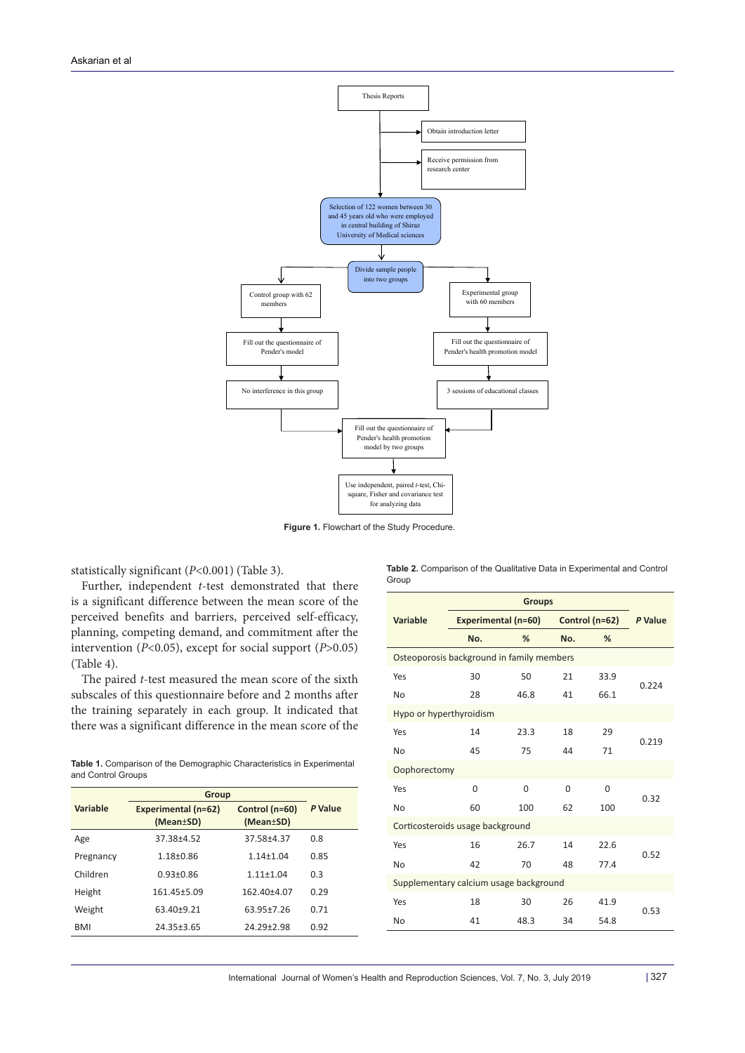Thesis Reports

Obtain introduction letter

Receive permission from research center

Selection of 122 women between 30 and 45 years old who were employed in central building of Shiraz University of Medical sciences

Divide sample people into two groups

Control group with 62 members

Experimental group with 60 members

Fill out the questionnaire of Pender's model

Fill out the questionnaire of Pender's health promotion model

No interference in this group

3 sessions of educational classes

Fill out the questionnaire of Pender's health promotion model by two groups

Use independent, paired *t*-test, Chi-square, Fisher and covariance test for analyzing data

**Figure 1.** Flowchart of the Study Procedure.

statistically significant ($P$<0.001) (Table 3).

Further, independent *t*-test demonstrated that there is a significant difference between the mean score of the perceived benefits and barriers, perceived self-efficacy, planning, competing demand, and commitment after the intervention ($P$<0.05), except for social support ($P$>0.05) (Table 4).

The paired *t*-test measured the mean score of the sixth subscales of this questionnaire before and 2 months after the training separately in each group. It indicated that there was a significant difference in the mean score of the

**Table 1.** Comparison of the Demographic Characteristics in Experimental and Control Groups

| Variable | Group | | *P* Value |
|---|---|---|---|
| | Experimental (n=62) (Mean±SD) | Control (n=60) (Mean±SD) | |
| Age | 37.38±4.52 | 37.58±4.37 | 0.8 |
| Pregnancy | 1.18±0.86 | 1.14±1.04 | 0.85 |
| Children | 0.93±0.86 | 1.11±1.04 | 0.3 |
| Height | 161.45±5.09 | 162.40±4.07 | 0.29 |
| Weight | 63.40±9.21 | 63.95±7.26 | 0.71 |
| BMI | 24.35±3.65 | 24.29±2.98 | 0.92 |

**Table 2.** Comparison of the Qualitative Data in Experimental and Control Group

| Variable | Groups | | | | *P* Value |
|---|---|---|---|---|---|
| | Experimental (n=60) | | Control (n=62) | | |
| | No. | % | No. | % | |
| Osteoporosis background in family members | | | | | |
| Yes | 30 | 50 | 21 | 33.9 | 0.224 |
| No | 28 | 46.8 | 41 | 66.1 | |
| Hypo or hyperthyroidism | | | | | |
| Yes | 14 | 23.3 | 18 | 29 | 0.219 |
| No | 45 | 75 | 44 | 71 | |
| Oophorectomy | | | | | |
| Yes | 0 | 0 | 0 | 0 | 0.32 |
| No | 60 | 100 | 62 | 100 | |
| Corticosteroids usage background | | | | | |
| Yes | 16 | 26.7 | 14 | 22.6 | 0.52 |
| No | 42 | 70 | 48 | 77.4 | |
| Supplementary calcium usage background | | | | | |
| Yes | 18 | 30 | 26 | 41.9 | 0.53 |
| No | 41 | 48.3 | 34 | 54.8 | |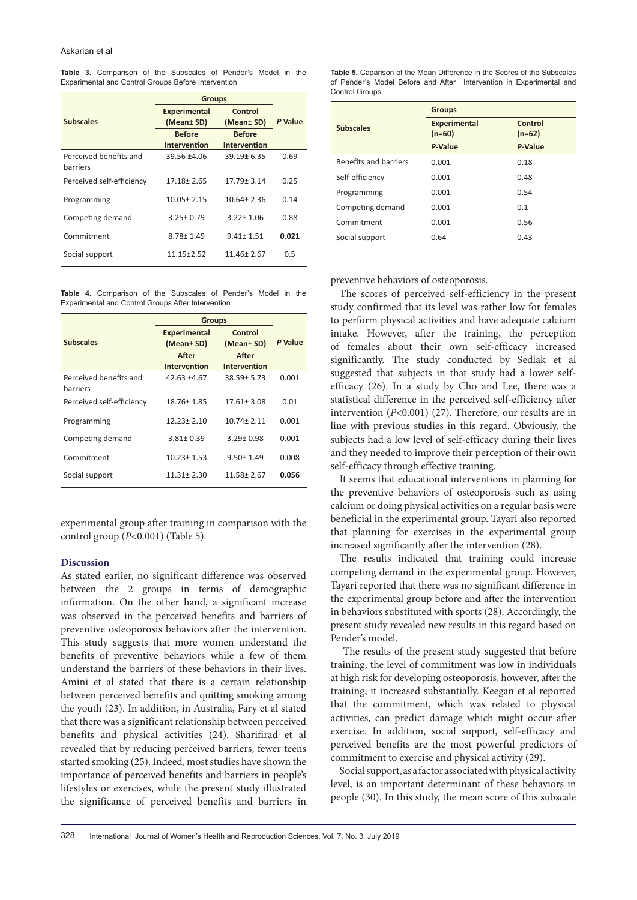**Table 3.** Comparison of the Subscales of Pender's Model in the Experimental and Control Groups Before Intervention

| Subscales | Groups | | P Value |
|---|---|---|---|
| | Experimental (Mean± SD) | Control (Mean± SD) | |
| | Before Intervention | Before Intervention | |
| Perceived benefits and barriers | 39.56 ±4.06 | 39.19± 6.35 | 0.69 |
| Perceived self-efficiency | 17.18± 2.65 | 17.79± 3.14 | 0.25 |
| Programming | 10.05± 2.15 | 10.64± 2.36 | 0.14 |
| Competing demand | 3.25± 0.79 | 3.22± 1.06 | 0.88 |
| Commitment | 8.78± 1.49 | 9.41± 1.51 | **0.021** |
| Social support | 11.15±2.52 | 11.46± 2.67 | 0.5 |

**Table 4.** Comparison of the Subscales of Pender's Model in the Experimental and Control Groups After Intervention

| Subscales | Groups | | P Value |
|---|---|---|---|
| | Experimental (Mean± SD) | Control (Mean± SD) | |
| | After Intervention | After Intervention | |
| Perceived benefits and barriers | 42.63 ±4.67 | 38.59± 5.73 | 0.001 |
| Perceived self-efficiency | 18.76± 1.85 | 17.61± 3.08 | 0.01 |
| Programming | 12.23± 2.10 | 10.74± 2.11 | 0.001 |
| Competing demand | 3.81± 0.39 | 3.29± 0.98 | 0.001 |
| Commitment | 10.23± 1.53 | 9.50± 1.49 | 0.008 |
| Social support | 11.31± 2.30 | 11.58± 2.67 | **0.056** |

experimental group after training in comparison with the control group ($P<0.001$) (Table 5).

## Discussion

As stated earlier, no significant difference was observed between the 2 groups in terms of demographic information. On the other hand, a significant increase was observed in the perceived benefits and barriers of preventive osteoporosis behaviors after the intervention. This study suggests that more women understand the benefits of preventive behaviors while a few of them understand the barriers of these behaviors in their lives. Amini et al stated that there is a certain relationship between perceived benefits and quitting smoking among the youth (23). In addition, in Australia, Fary et al stated that there was a significant relationship between perceived benefits and physical activities (24). Sharifirad et al revealed that by reducing perceived barriers, fewer teens started smoking (25). Indeed, most studies have shown the importance of perceived benefits and barriers in people's lifestyles or exercises, while the present study illustrated the significance of perceived benefits and barriers in preventive behaviors of osteoporosis.

**Table 5.** Caparison of the Mean Difference in the Scores of the Subscales of Pender's Model Before and After Intervention in Experimental and Control Groups

| Subscales | Groups | |
|---|---|---|
| | Experimental (n=60) | Control (n=62) |
| | P-Value | P-Value |
| Benefits and barriers | 0.001 | 0.18 |
| Self-efficiency | 0.001 | 0.48 |
| Programming | 0.001 | 0.54 |
| Competing demand | 0.001 | 0.1 |
| Commitment | 0.001 | 0.56 |
| Social support | 0.64 | 0.43 |

The scores of perceived self-efficiency in the present study confirmed that its level was rather low for females to perform physical activities and have adequate calcium intake. However, after the training, the perception of females about their own self-efficacy increased significantly. The study conducted by Sedlak et al suggested that subjects in that study had a lower self-efficacy (26). In a study by Cho and Lee, there was a statistical difference in the perceived self-efficiency after intervention ($P<0.001$) (27). Therefore, our results are in line with previous studies in this regard. Obviously, the subjects had a low level of self-efficacy during their lives and they needed to improve their perception of their own self-efficacy through effective training.

It seems that educational interventions in planning for the preventive behaviors of osteoporosis such as using calcium or doing physical activities on a regular basis were beneficial in the experimental group. Tayari also reported that planning for exercises in the experimental group increased significantly after the intervention (28).

The results indicated that training could increase competing demand in the experimental group. However, Tayari reported that there was no significant difference in the experimental group before and after the intervention in behaviors substituted with sports (28). Accordingly, the present study revealed new results in this regard based on Pender's model.

The results of the present study suggested that before training, the level of commitment was low in individuals at high risk for developing osteoporosis, however, after the training, it increased substantially. Keegan et al reported that the commitment, which was related to physical activities, can predict damage which might occur after exercise. In addition, social support, self-efficacy and perceived benefits are the most powerful predictors of commitment to exercise and physical activity (29).

Social support, as a factor associated with physical activity level, is an important determinant of these behaviors in people (30). In this study, the mean score of this subscale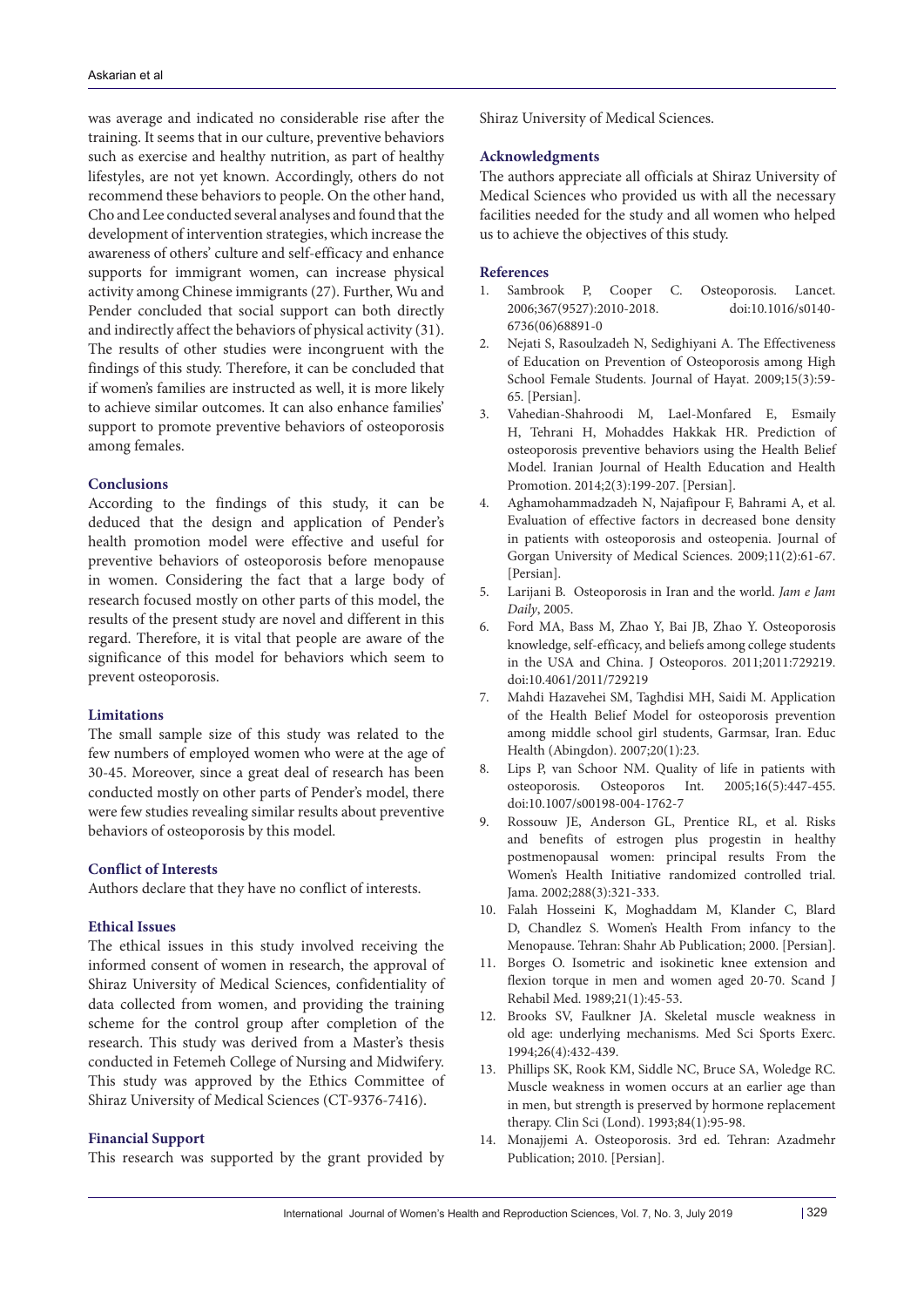was average and indicated no considerable rise after the training. It seems that in our culture, preventive behaviors such as exercise and healthy nutrition, as part of healthy lifestyles, are not yet known. Accordingly, others do not recommend these behaviors to people. On the other hand, Cho and Lee conducted several analyses and found that the development of intervention strategies, which increase the awareness of others' culture and self-efficacy and enhance supports for immigrant women, can increase physical activity among Chinese immigrants (27). Further, Wu and Pender concluded that social support can both directly and indirectly affect the behaviors of physical activity (31). The results of other studies were incongruent with the findings of this study. Therefore, it can be concluded that if women's families are instructed as well, it is more likely to achieve similar outcomes. It can also enhance families' support to promote preventive behaviors of osteoporosis among females.

## Conclusions

According to the findings of this study, it can be deduced that the design and application of Pender's health promotion model were effective and useful for preventive behaviors of osteoporosis before menopause in women. Considering the fact that a large body of research focused mostly on other parts of this model, the results of the present study are novel and different in this regard. Therefore, it is vital that people are aware of the significance of this model for behaviors which seem to prevent osteoporosis.

## Limitations

The small sample size of this study was related to the few numbers of employed women who were at the age of 30-45. Moreover, since a great deal of research has been conducted mostly on other parts of Pender's model, there were few studies revealing similar results about preventive behaviors of osteoporosis by this model.

## Conflict of Interests

Authors declare that they have no conflict of interests.

## Ethical Issues

The ethical issues in this study involved receiving the informed consent of women in research, the approval of Shiraz University of Medical Sciences, confidentiality of data collected from women, and providing the training scheme for the control group after completion of the research. This study was derived from a Master's thesis conducted in Fetemeh College of Nursing and Midwifery. This study was approved by the Ethics Committee of Shiraz University of Medical Sciences (CT-9376-7416).

## Financial Support

This research was supported by the grant provided by Shiraz University of Medical Sciences.

## Acknowledgments

The authors appreciate all officials at Shiraz University of Medical Sciences who provided us with all the necessary facilities needed for the study and all women who helped us to achieve the objectives of this study.

## References

1. Sambrook P, Cooper C. Osteoporosis. Lancet. 2006;367(9527):2010-2018. doi:10.1016/s0140-6736(06)68891-0
2. Nejati S, Rasoulzadeh N, Sedighiyani A. The Effectiveness of Education on Prevention of Osteoporosis among High School Female Students. Journal of Hayat. 2009;15(3):59-65. [Persian].
3. Vahedian-Shahroodi M, Lael-Monfared E, Esmaily H, Tehrani H, Mohaddes Hakkak HR. Prediction of osteoporosis preventive behaviors using the Health Belief Model. Iranian Journal of Health Education and Health Promotion. 2014;2(3):199-207. [Persian].
4. Aghamohammadzadeh N, Najafipour F, Bahrami A, et al. Evaluation of effective factors in decreased bone density in patients with osteoporosis and osteopenia. Journal of Gorgan University of Medical Sciences. 2009;11(2):61-67. [Persian].
5. Larijani B. Osteoporosis in Iran and the world. *Jam e Jam Daily*, 2005.
6. Ford MA, Bass M, Zhao Y, Bai JB, Zhao Y. Osteoporosis knowledge, self-efficacy, and beliefs among college students in the USA and China. J Osteoporos. 2011;2011:729219. doi:10.4061/2011/729219
7. Mahdi Hazavehei SM, Taghdisi MH, Saidi M. Application of the Health Belief Model for osteoporosis prevention among middle school girl students, Garmsar, Iran. Educ Health (Abingdon). 2007;20(1):23.
8. Lips P, van Schoor NM. Quality of life in patients with osteoporosis. Osteoporos Int. 2005;16(5):447-455. doi:10.1007/s00198-004-1762-7
9. Rossouw JE, Anderson GL, Prentice RL, et al. Risks and benefits of estrogen plus progestin in healthy postmenopausal women: principal results From the Women's Health Initiative randomized controlled trial. Jama. 2002;288(3):321-333.
10. Falah Hosseini K, Moghaddam M, Klander C, Blard D, Chandlez S. Women's Health From infancy to the Menopause. Tehran: Shahr Ab Publication; 2000. [Persian].
11. Borges O. Isometric and isokinetic knee extension and flexion torque in men and women aged 20-70. Scand J Rehabil Med. 1989;21(1):45-53.
12. Brooks SV, Faulkner JA. Skeletal muscle weakness in old age: underlying mechanisms. Med Sci Sports Exerc. 1994;26(4):432-439.
13. Phillips SK, Rook KM, Siddle NC, Bruce SA, Woledge RC. Muscle weakness in women occurs at an earlier age than in men, but strength is preserved by hormone replacement therapy. Clin Sci (Lond). 1993;84(1):95-98.
14. Monajjemi A. Osteoporosis. 3rd ed. Tehran: Azadmehr Publication; 2010. [Persian].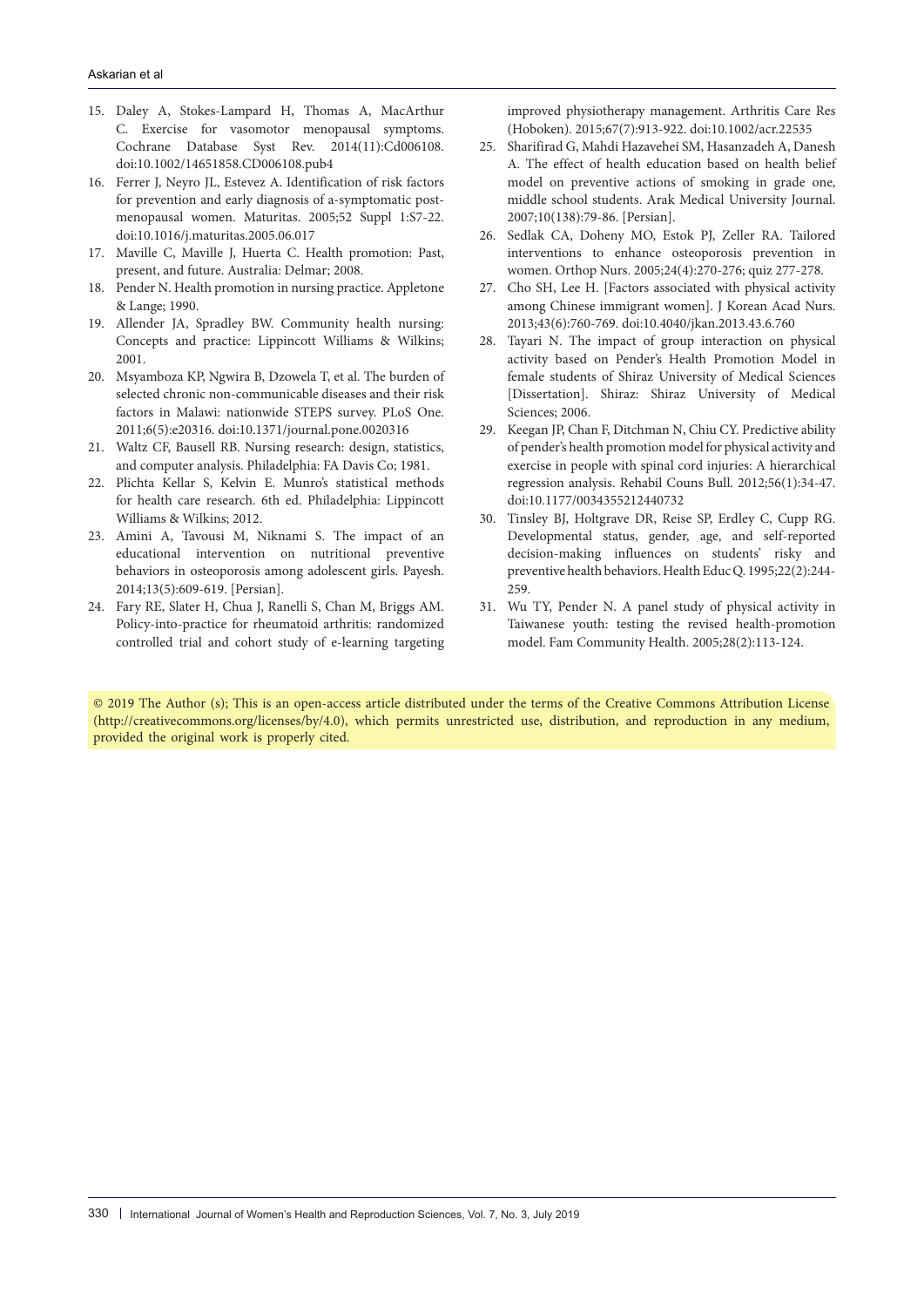15. Daley A, Stokes-Lampard H, Thomas A, MacArthur C. Exercise for vasomotor menopausal symptoms. Cochrane Database Syst Rev. 2014(11):Cd006108. doi:10.1002/14651858.CD006108.pub4
16. Ferrer J, Neyro JL, Estevez A. Identification of risk factors for prevention and early diagnosis of a-symptomatic post-menopausal women. Maturitas. 2005;52 Suppl 1:S7-22. doi:10.1016/j.maturitas.2005.06.017
17. Maville C, Maville J, Huerta C. Health promotion: Past, present, and future. Australia: Delmar; 2008.
18. Pender N. Health promotion in nursing practice. Appletone & Lange; 1990.
19. Allender JA, Spradley BW. Community health nursing: Concepts and practice: Lippincott Williams & Wilkins; 2001.
20. Msyamboza KP, Ngwira B, Dzowela T, et al. The burden of selected chronic non-communicable diseases and their risk factors in Malawi: nationwide STEPS survey. PLoS One. 2011;6(5):e20316. doi:10.1371/journal.pone.0020316
21. Waltz CF, Bausell RB. Nursing research: design, statistics, and computer analysis. Philadelphia: FA Davis Co; 1981.
22. Plichta Kellar S, Kelvin E. Munro's statistical methods for health care research. 6th ed. Philadelphia: Lippincott Williams & Wilkins; 2012.
23. Amini A, Tavousi M, Niknami S. The impact of an educational intervention on nutritional preventive behaviors in osteoporosis among adolescent girls. Payesh. 2014;13(5):609-619. [Persian].
24. Fary RE, Slater H, Chua J, Ranelli S, Chan M, Briggs AM. Policy-into-practice for rheumatoid arthritis: randomized controlled trial and cohort study of e-learning targeting improved physiotherapy management. Arthritis Care Res (Hoboken). 2015;67(7):913-922. doi:10.1002/acr.22535
25. Sharifirad G, Mahdi Hazavehei SM, Hasanzadeh A, Danesh A. The effect of health education based on health belief model on preventive actions of smoking in grade one, middle school students. Arak Medical University Journal. 2007;10(138):79-86. [Persian].
26. Sedlak CA, Doheny MO, Estok PJ, Zeller RA. Tailored interventions to enhance osteoporosis prevention in women. Orthop Nurs. 2005;24(4):270-276; quiz 277-278.
27. Cho SH, Lee H. [Factors associated with physical activity among Chinese immigrant women]. J Korean Acad Nurs. 2013;43(6):760-769. doi:10.4040/jkan.2013.43.6.760
28. Tayari N. The impact of group interaction on physical activity based on Pender's Health Promotion Model in female students of Shiraz University of Medical Sciences [Dissertation]. Shiraz: Shiraz University of Medical Sciences; 2006.
29. Keegan JP, Chan F, Ditchman N, Chiu CY. Predictive ability of pender's health promotion model for physical activity and exercise in people with spinal cord injuries: A hierarchical regression analysis. Rehabil Couns Bull. 2012;56(1):34-47. doi:10.1177/0034355212440732
30. Tinsley BJ, Holtgrave DR, Reise SP, Erdley C, Cupp RG. Developmental status, gender, age, and self-reported decision-making influences on students' risky and preventive health behaviors. Health Educ Q. 1995;22(2):244-259.
31. Wu TY, Pender N. A panel study of physical activity in Taiwanese youth: testing the revised health-promotion model. Fam Community Health. 2005;28(2):113-124.

© 2019 The Author (s); This is an open-access article distributed under the terms of the Creative Commons Attribution License (http://creativecommons.org/licenses/by/4.0), which permits unrestricted use, distribution, and reproduction in any medium, provided the original work is properly cited.